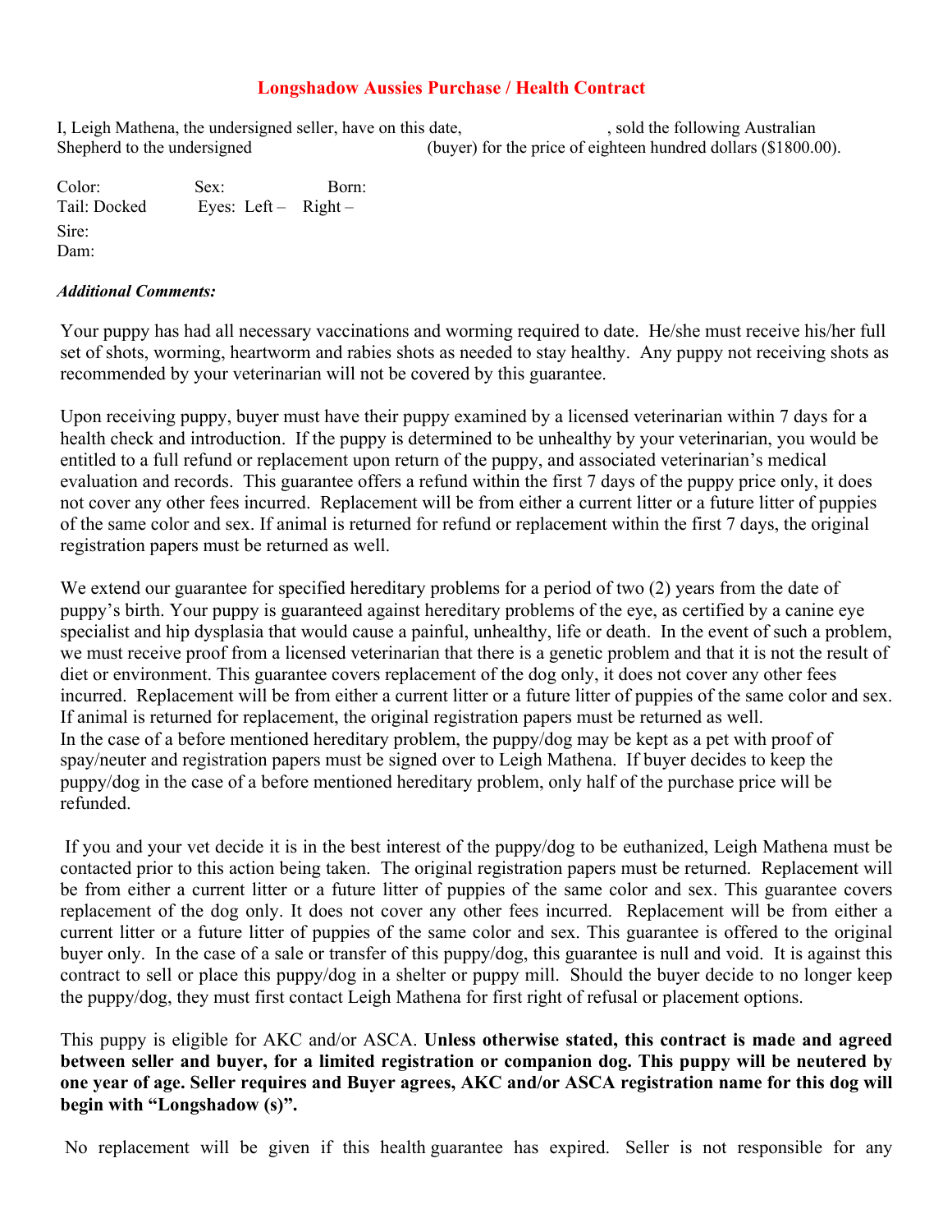# Longshadow Aussies Purchase / Health Contract

I, Leigh Mathena, the undersigned seller, have on this date, , sold the following Australian Shepherd to the undersigned (buyer) for the price of eighteen hundred dollars ($1800.00).

Color: Sex: Born:
Tail: Docked Eyes: Left – Right –

Sire:
Dam:

***Additional Comments:***

Your puppy has had all necessary vaccinations and worming required to date. He/she must receive his/her full set of shots, worming, heartworm and rabies shots as needed to stay healthy. Any puppy not receiving shots as recommended by your veterinarian will not be covered by this guarantee.

Upon receiving puppy, buyer must have their puppy examined by a licensed veterinarian within 7 days for a health check and introduction. If the puppy is determined to be unhealthy by your veterinarian, you would be entitled to a full refund or replacement upon return of the puppy, and associated veterinarian's medical evaluation and records. This guarantee offers a refund within the first 7 days of the puppy price only, it does not cover any other fees incurred. Replacement will be from either a current litter or a future litter of puppies of the same color and sex. If animal is returned for refund or replacement within the first 7 days, the original registration papers must be returned as well.

We extend our guarantee for specified hereditary problems for a period of two (2) years from the date of puppy's birth. Your puppy is guaranteed against hereditary problems of the eye, as certified by a canine eye specialist and hip dysplasia that would cause a painful, unhealthy, life or death. In the event of such a problem, we must receive proof from a licensed veterinarian that there is a genetic problem and that it is not the result of diet or environment. This guarantee covers replacement of the dog only, it does not cover any other fees incurred. Replacement will be from either a current litter or a future litter of puppies of the same color and sex. If animal is returned for replacement, the original registration papers must be returned as well.
In the case of a before mentioned hereditary problem, the puppy/dog may be kept as a pet with proof of spay/neuter and registration papers must be signed over to Leigh Mathena. If buyer decides to keep the puppy/dog in the case of a before mentioned hereditary problem, only half of the purchase price will be refunded.

If you and your vet decide it is in the best interest of the puppy/dog to be euthanized, Leigh Mathena must be contacted prior to this action being taken. The original registration papers must be returned. Replacement will be from either a current litter or a future litter of puppies of the same color and sex. This guarantee covers replacement of the dog only. It does not cover any other fees incurred. Replacement will be from either a current litter or a future litter of puppies of the same color and sex. This guarantee is offered to the original buyer only. In the case of a sale or transfer of this puppy/dog, this guarantee is null and void. It is against this contract to sell or place this puppy/dog in a shelter or puppy mill. Should the buyer decide to no longer keep the puppy/dog, they must first contact Leigh Mathena for first right of refusal or placement options.

This puppy is eligible for AKC and/or ASCA. **Unless otherwise stated, this contract is made and agreed between seller and buyer, for a limited registration or companion dog. This puppy will be neutered by one year of age. Seller requires and Buyer agrees, AKC and/or ASCA registration name for this dog will begin with "Longshadow (s)".**

No replacement will be given if this health guarantee has expired. Seller is not responsible for any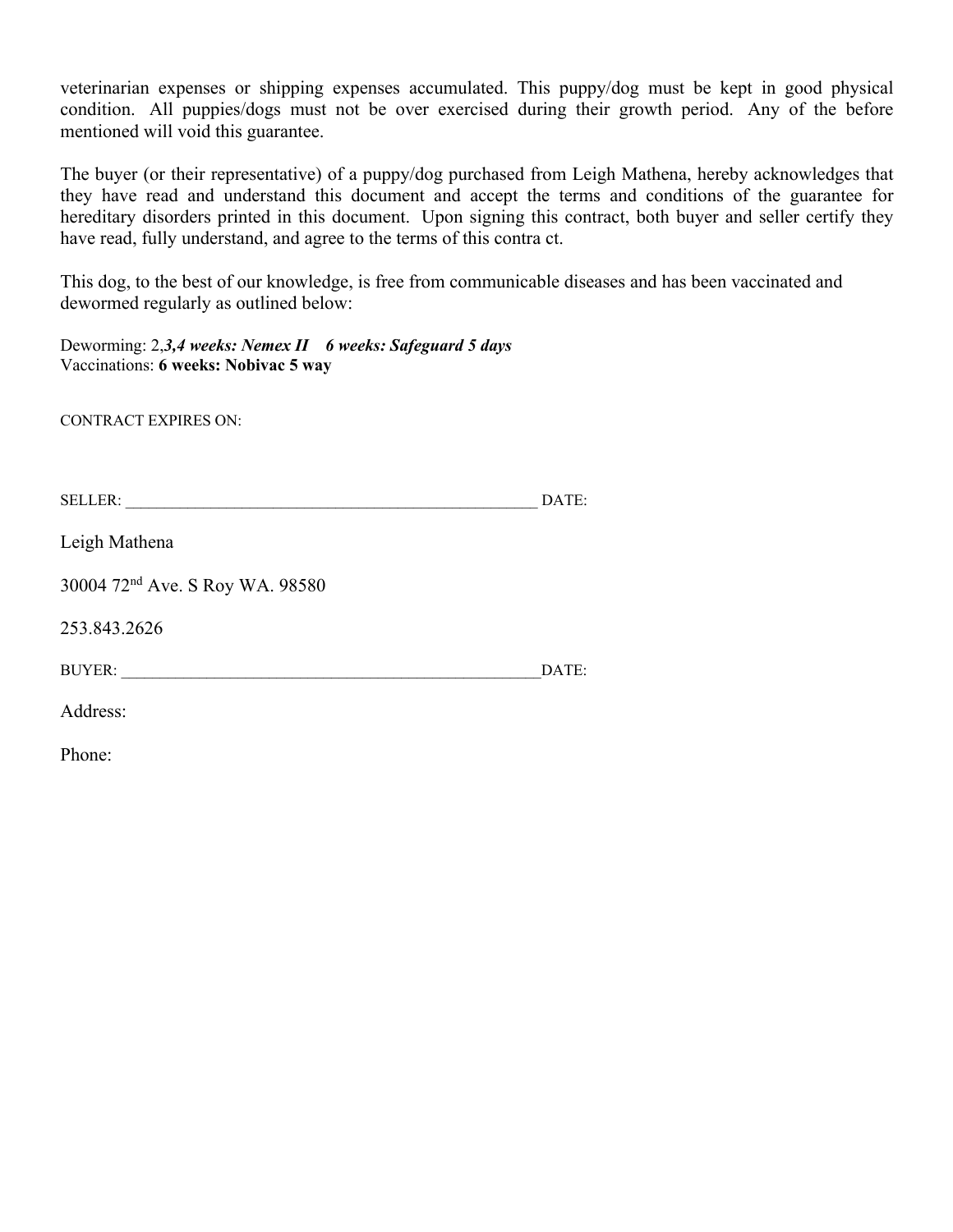veterinarian expenses or shipping expenses accumulated. This puppy/dog must be kept in good physical condition. All puppies/dogs must not be over exercised during their growth period. Any of the before mentioned will void this guarantee.

The buyer (or their representative) of a puppy/dog purchased from Leigh Mathena, hereby acknowledges that they have read and understand this document and accept the terms and conditions of the guarantee for hereditary disorders printed in this document. Upon signing this contract, both buyer and seller certify they have read, fully understand, and agree to the terms of this contra ct.

This dog, to the best of our knowledge, is free from communicable diseases and has been vaccinated and dewormed regularly as outlined below:

Deworming: 2,***3,4 weeks: Nemex II    6 weeks: Safeguard 5 days***
Vaccinations: **6 weeks: Nobivac 5 way**

CONTRACT EXPIRES ON:

SELLER: _____________________________________________________ DATE:

Leigh Mathena

30004 72nd Ave. S Roy WA. 98580

253.843.2626

BUYER: ______________________________________________________DATE:

Address:

Phone: